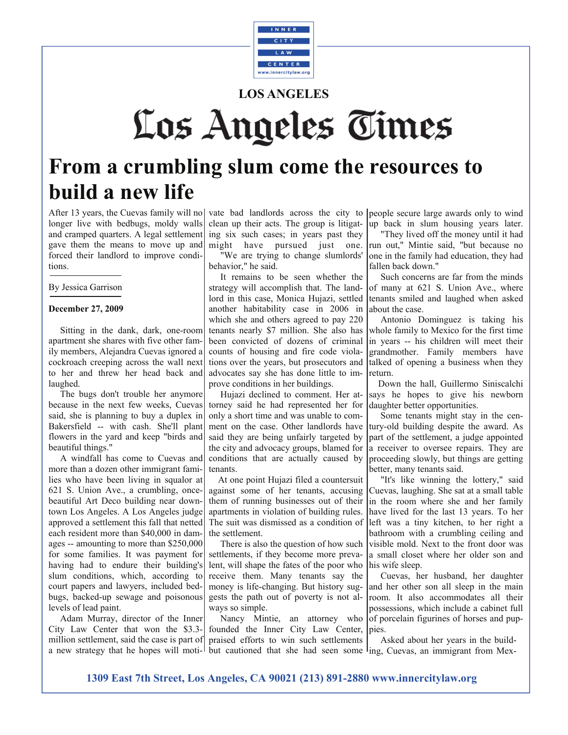INNER CITY LAW CENTER
www.innercitylaw.org

**LOS ANGELES**

# Los Angeles Times

# From a crumbling slum come the resources to build a new life

After 13 years, the Cuevas family will no longer live with bedbugs, moldy walls and cramped quarters. A legal settlement gave them the means to move up and forced their landlord to improve conditions.

By Jessica Garrison

**December 27, 2009**

Sitting in the dank, dark, one-room apartment she shares with five other family members, Alejandra Cuevas ignored a cockroach creeping across the wall next to her and threw her head back and laughed.

The bugs don't trouble her anymore because in the next few weeks, Cuevas said, she is planning to buy a duplex in Bakersfield -- with cash. She'll plant flowers in the yard and keep "birds and beautiful things."

A windfall has come to Cuevas and more than a dozen other immigrant families who have been living in squalor at 621 S. Union Ave., a crumbling, once-beautiful Art Deco building near downtown Los Angeles. A Los Angeles judge approved a settlement this fall that netted each resident more than $40,000 in damages -- amounting to more than $250,000 for some families. It was payment for having had to endure their building's slum conditions, which, according to court papers and lawyers, included bedbugs, backed-up sewage and poisonous levels of lead paint.

Adam Murray, director of the Inner City Law Center that won the $3.3-million settlement, said the case is part of a new strategy that he hopes will motivate bad landlords across the city to clean up their acts. The group is litigating six such cases; in years past they might have pursued just one.

"We are trying to change slumlords' behavior," he said.

It remains to be seen whether the strategy will accomplish that. The landlord in this case, Monica Hujazi, settled another habitability case in 2006 in which she and others agreed to pay 220 tenants nearly $7 million. She also has been convicted of dozens of criminal counts of housing and fire code violations over the years, but prosecutors and advocates say she has done little to improve conditions in her buildings.

Hujazi declined to comment. Her attorney said he had represented her for only a short time and was unable to comment on the case. Other landlords have said they are being unfairly targeted by the city and advocacy groups, blamed for conditions that are actually caused by tenants.

At one point Hujazi filed a countersuit against some of her tenants, accusing them of running businesses out of their apartments in violation of building rules. The suit was dismissed as a condition of the settlement.

There is also the question of how such settlements, if they become more prevalent, will shape the fates of the poor who receive them. Many tenants say the money is life-changing. But history suggests the path out of poverty is not always so simple.

Nancy Mintie, an attorney who founded the Inner City Law Center, praised efforts to win such settlements but cautioned that she had seen some people secure large awards only to wind up back in slum housing years later.

"They lived off the money until it had run out," Mintie said, "but because no one in the family had education, they had fallen back down."

Such concerns are far from the minds of many at 621 S. Union Ave., where tenants smiled and laughed when asked about the case.

Antonio Dominguez is taking his whole family to Mexico for the first time in years -- his children will meet their grandmother. Family members have talked of opening a business when they return.

Down the hall, Guillermo Siniscalchi says he hopes to give his newborn daughter better opportunities.

Some tenants might stay in the century-old building despite the award. As part of the settlement, a judge appointed a receiver to oversee repairs. They are proceeding slowly, but things are getting better, many tenants said.

"It's like winning the lottery," said Cuevas, laughing. She sat at a small table in the room where she and her family have lived for the last 13 years. To her left was a tiny kitchen, to her right a bathroom with a crumbling ceiling and visible mold. Next to the front door was a small closet where her older son and his wife sleep.

Cuevas, her husband, her daughter and her other son all sleep in the main room. It also accommodates all their possessions, which include a cabinet full of porcelain figurines of horses and puppies.

Asked about her years in the building, Cuevas, an immigrant from Mex-

**1309 East 7th Street, Los Angeles, CA 90021 (213) 891-2880 www.innercitylaw.org**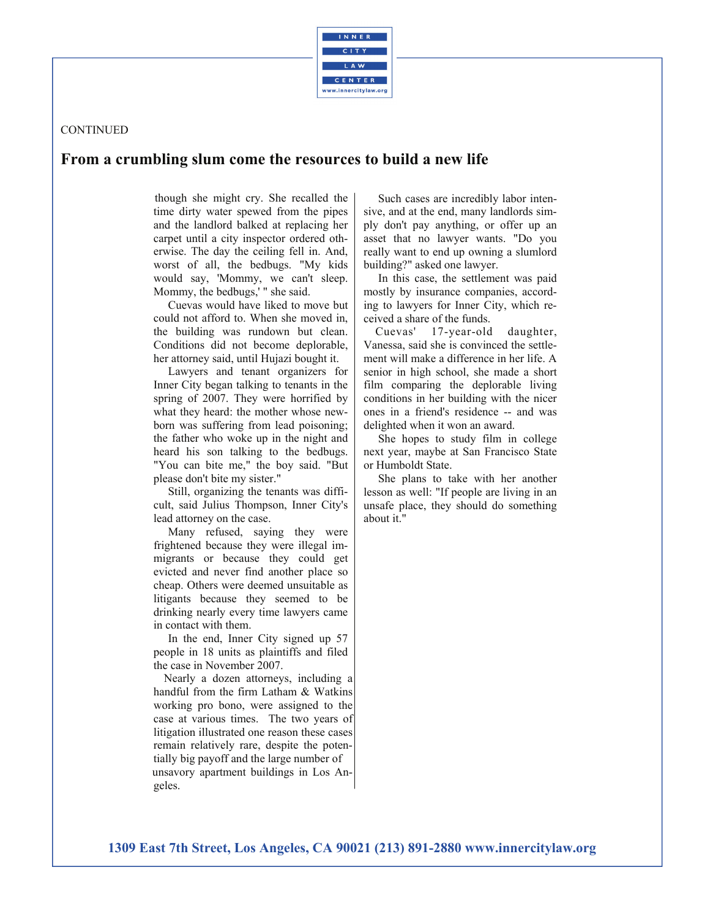CONTINUED

## From a crumbling slum come the resources to build a new life

though she might cry. She recalled the time dirty water spewed from the pipes and the landlord balked at replacing her carpet until a city inspector ordered otherwise. The day the ceiling fell in. And, worst of all, the bedbugs. "My kids would say, 'Mommy, we can't sleep. Mommy, the bedbugs,' " she said.

Cuevas would have liked to move but could not afford to. When she moved in, the building was rundown but clean. Conditions did not become deplorable, her attorney said, until Hujazi bought it.

Lawyers and tenant organizers for Inner City began talking to tenants in the spring of 2007. They were horrified by what they heard: the mother whose newborn was suffering from lead poisoning; the father who woke up in the night and heard his son talking to the bedbugs. "You can bite me," the boy said. "But please don't bite my sister."

Still, organizing the tenants was difficult, said Julius Thompson, Inner City's lead attorney on the case.

Many refused, saying they were frightened because they were illegal immigrants or because they could get evicted and never find another place so cheap. Others were deemed unsuitable as litigants because they seemed to be drinking nearly every time lawyers came in contact with them.

In the end, Inner City signed up 57 people in 18 units as plaintiffs and filed the case in November 2007.

Nearly a dozen attorneys, including a handful from the firm Latham & Watkins working pro bono, were assigned to the case at various times. The two years of litigation illustrated one reason these cases remain relatively rare, despite the potentially big payoff and the large number of unsavory apartment buildings in Los Angeles.

Such cases are incredibly labor intensive, and at the end, many landlords simply don't pay anything, or offer up an asset that no lawyer wants. "Do you really want to end up owning a slumlord building?" asked one lawyer.

In this case, the settlement was paid mostly by insurance companies, according to lawyers for Inner City, which received a share of the funds.

Cuevas' 17-year-old daughter, Vanessa, said she is convinced the settlement will make a difference in her life. A senior in high school, she made a short film comparing the deplorable living conditions in her building with the nicer ones in a friend's residence -- and was delighted when it won an award.

She hopes to study film in college next year, maybe at San Francisco State or Humboldt State.

She plans to take with her another lesson as well: "If people are living in an unsafe place, they should do something about it."